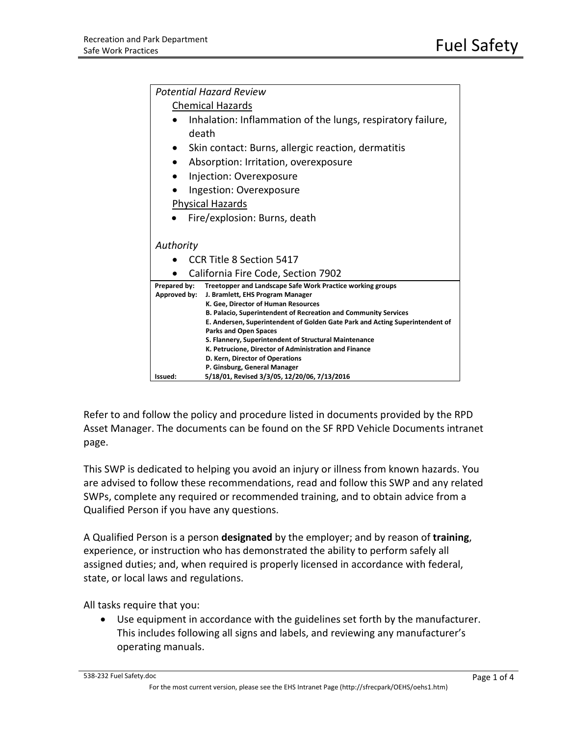# Fuel Safety

*Potential Hazard Review*

Chemical Hazards

- Inhalation: Inflammation of the lungs, respiratory failure, death
- Skin contact: Burns, allergic reaction, dermatitis
- Absorption: Irritation, overexposure
- Injection: Overexposure
- Ingestion: Overexposure

Physical Hazards

- Fire/explosion: Burns, death

*Authority*

- CCR Title 8 Section 5417
- California Fire Code, Section 7902

| | |
|---|---|
| **Prepared by:** | **Treetopper and Landscape Safe Work Practice working groups** |
| **Approved by:** | **J. Bramlett, EHS Program Manager**<br>**K. Gee, Director of Human Resources**<br>**B. Palacio, Superintendent of Recreation and Community Services**<br>**E. Andersen, Superintendent of Golden Gate Park and Acting Superintendent of Parks and Open Spaces**<br>**S. Flannery, Superintendent of Structural Maintenance**<br>**K. Petrucione, Director of Administration and Finance**<br>**D. Kern, Director of Operations**<br>**P. Ginsburg, General Manager** |
| **Issued:** | **5/18/01, Revised 3/3/05, 12/20/06, 7/13/2016** |

Refer to and follow the policy and procedure listed in documents provided by the RPD Asset Manager. The documents can be found on the SF RPD Vehicle Documents intranet page.

This SWP is dedicated to helping you avoid an injury or illness from known hazards. You are advised to follow these recommendations, read and follow this SWP and any related SWPs, complete any required or recommended training, and to obtain advice from a Qualified Person if you have any questions.

A Qualified Person is a person **designated** by the employer; and by reason of **training**, experience, or instruction who has demonstrated the ability to perform safely all assigned duties; and, when required is properly licensed in accordance with federal, state, or local laws and regulations.

All tasks require that you:

- Use equipment in accordance with the guidelines set forth by the manufacturer. This includes following all signs and labels, and reviewing any manufacturer's operating manuals.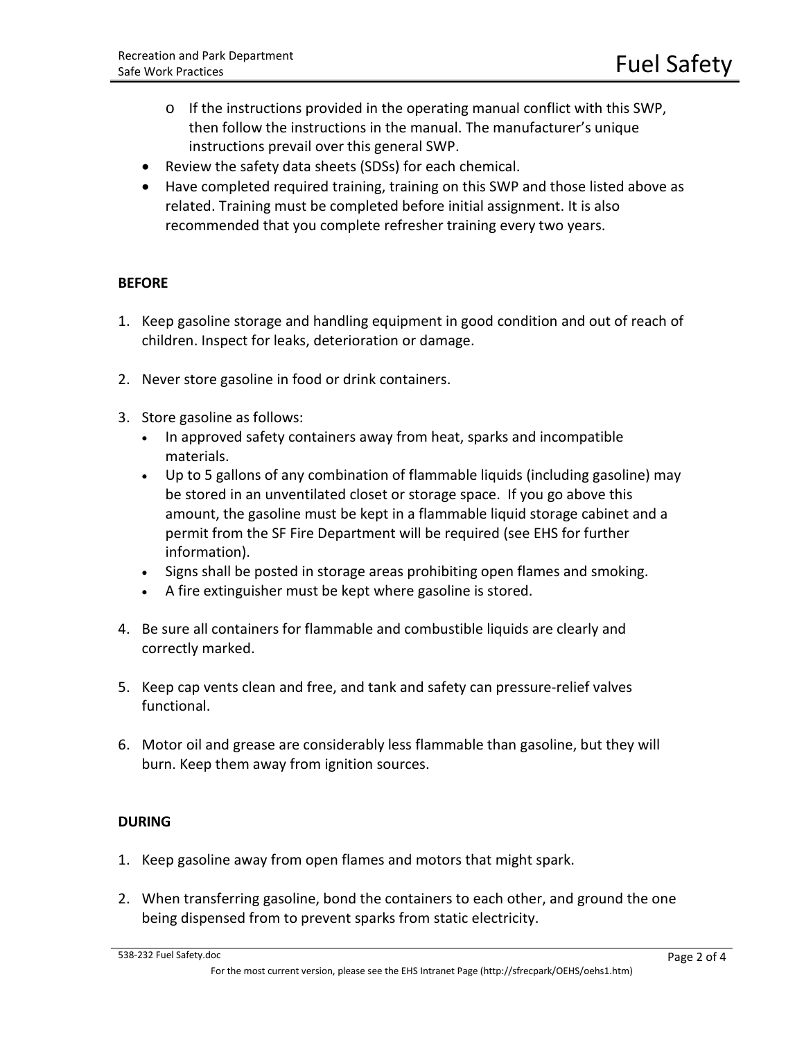- If the instructions provided in the operating manual conflict with this SWP, then follow the instructions in the manual. The manufacturer's unique instructions prevail over this general SWP.
- Review the safety data sheets (SDSs) for each chemical.
- Have completed required training, training on this SWP and those listed above as related. Training must be completed before initial assignment. It is also recommended that you complete refresher training every two years.

**BEFORE**

1. Keep gasoline storage and handling equipment in good condition and out of reach of children. Inspect for leaks, deterioration or damage.

2. Never store gasoline in food or drink containers.

3. Store gasoline as follows:
   - In approved safety containers away from heat, sparks and incompatible materials.
   - Up to 5 gallons of any combination of flammable liquids (including gasoline) may be stored in an unventilated closet or storage space. If you go above this amount, the gasoline must be kept in a flammable liquid storage cabinet and a permit from the SF Fire Department will be required (see EHS for further information).
   - Signs shall be posted in storage areas prohibiting open flames and smoking.
   - A fire extinguisher must be kept where gasoline is stored.

4. Be sure all containers for flammable and combustible liquids are clearly and correctly marked.

5. Keep cap vents clean and free, and tank and safety can pressure-relief valves functional.

6. Motor oil and grease are considerably less flammable than gasoline, but they will burn. Keep them away from ignition sources.

**DURING**

1. Keep gasoline away from open flames and motors that might spark.

2. When transferring gasoline, bond the containers to each other, and ground the one being dispensed from to prevent sparks from static electricity.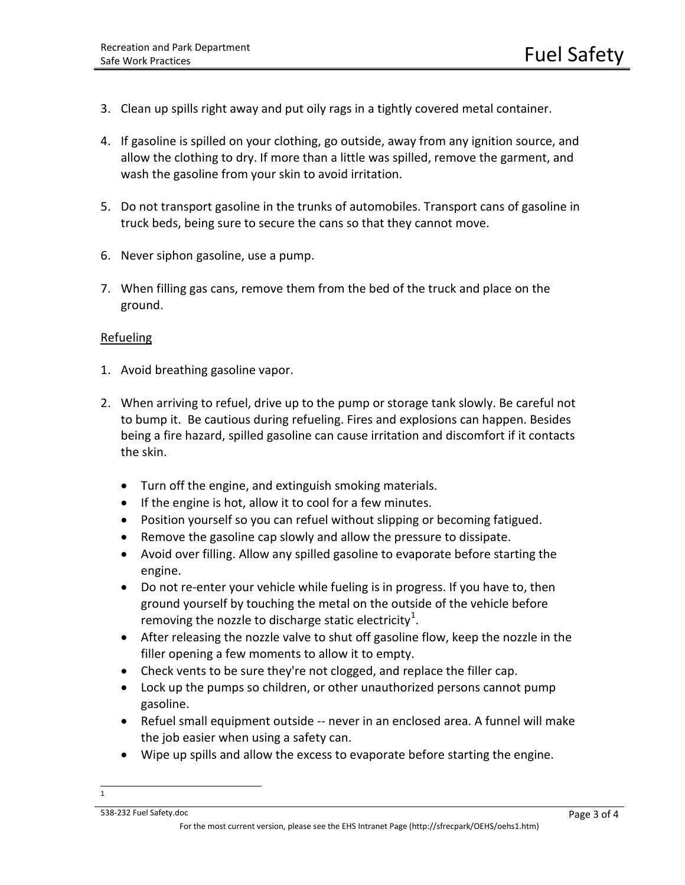3. Clean up spills right away and put oily rags in a tightly covered metal container.

4. If gasoline is spilled on your clothing, go outside, away from any ignition source, and allow the clothing to dry. If more than a little was spilled, remove the garment, and wash the gasoline from your skin to avoid irritation.

5. Do not transport gasoline in the trunks of automobiles. Transport cans of gasoline in truck beds, being sure to secure the cans so that they cannot move.

6. Never siphon gasoline, use a pump.

7. When filling gas cans, remove them from the bed of the truck and place on the ground.

<u>Refueling</u>

1. Avoid breathing gasoline vapor.

2. When arriving to refuel, drive up to the pump or storage tank slowly. Be careful not to bump it. Be cautious during refueling. Fires and explosions can happen. Besides being a fire hazard, spilled gasoline can cause irritation and discomfort if it contacts the skin.

   - Turn off the engine, and extinguish smoking materials.
   - If the engine is hot, allow it to cool for a few minutes.
   - Position yourself so you can refuel without slipping or becoming fatigued.
   - Remove the gasoline cap slowly and allow the pressure to dissipate.
   - Avoid over filling. Allow any spilled gasoline to evaporate before starting the engine.
   - Do not re-enter your vehicle while fueling is in progress. If you have to, then ground yourself by touching the metal on the outside of the vehicle before removing the nozzle to discharge static electricity[1].
   - After releasing the nozzle valve to shut off gasoline flow, keep the nozzle in the filler opening a few moments to allow it to empty.
   - Check vents to be sure they're not clogged, and replace the filler cap.
   - Lock up the pumps so children, or other unauthorized persons cannot pump gasoline.
   - Refuel small equipment outside -- never in an enclosed area. A funnel will make the job easier when using a safety can.
   - Wipe up spills and allow the excess to evaporate before starting the engine.

---

1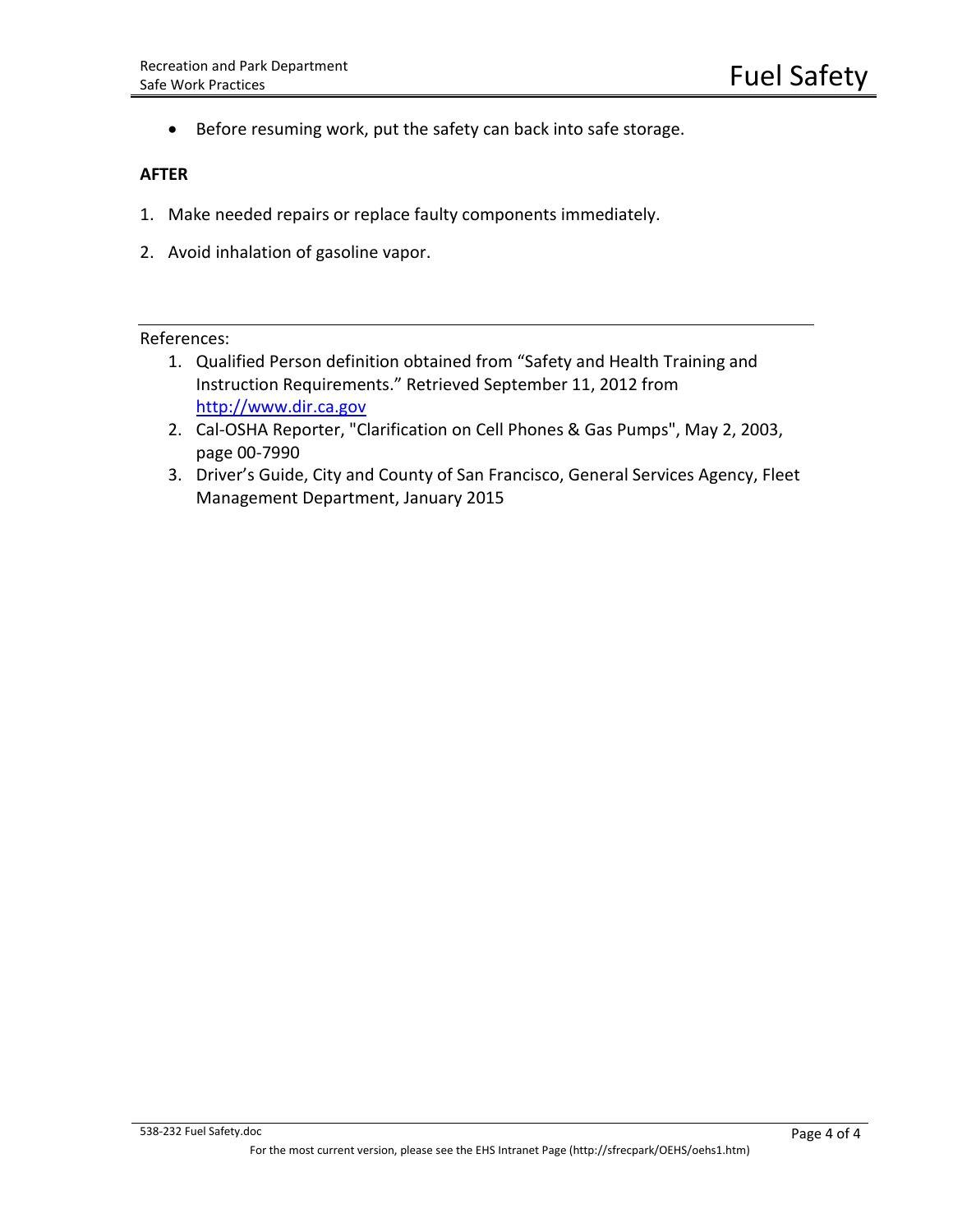- Before resuming work, put the safety can back into safe storage.

**AFTER**

1. Make needed repairs or replace faulty components immediately.
2. Avoid inhalation of gasoline vapor.

---

References:

1. Qualified Person definition obtained from "Safety and Health Training and Instruction Requirements." Retrieved September 11, 2012 from http://www.dir.ca.gov
2. Cal-OSHA Reporter, "Clarification on Cell Phones & Gas Pumps", May 2, 2003, page 00-7990
3. Driver's Guide, City and County of San Francisco, General Services Agency, Fleet Management Department, January 2015